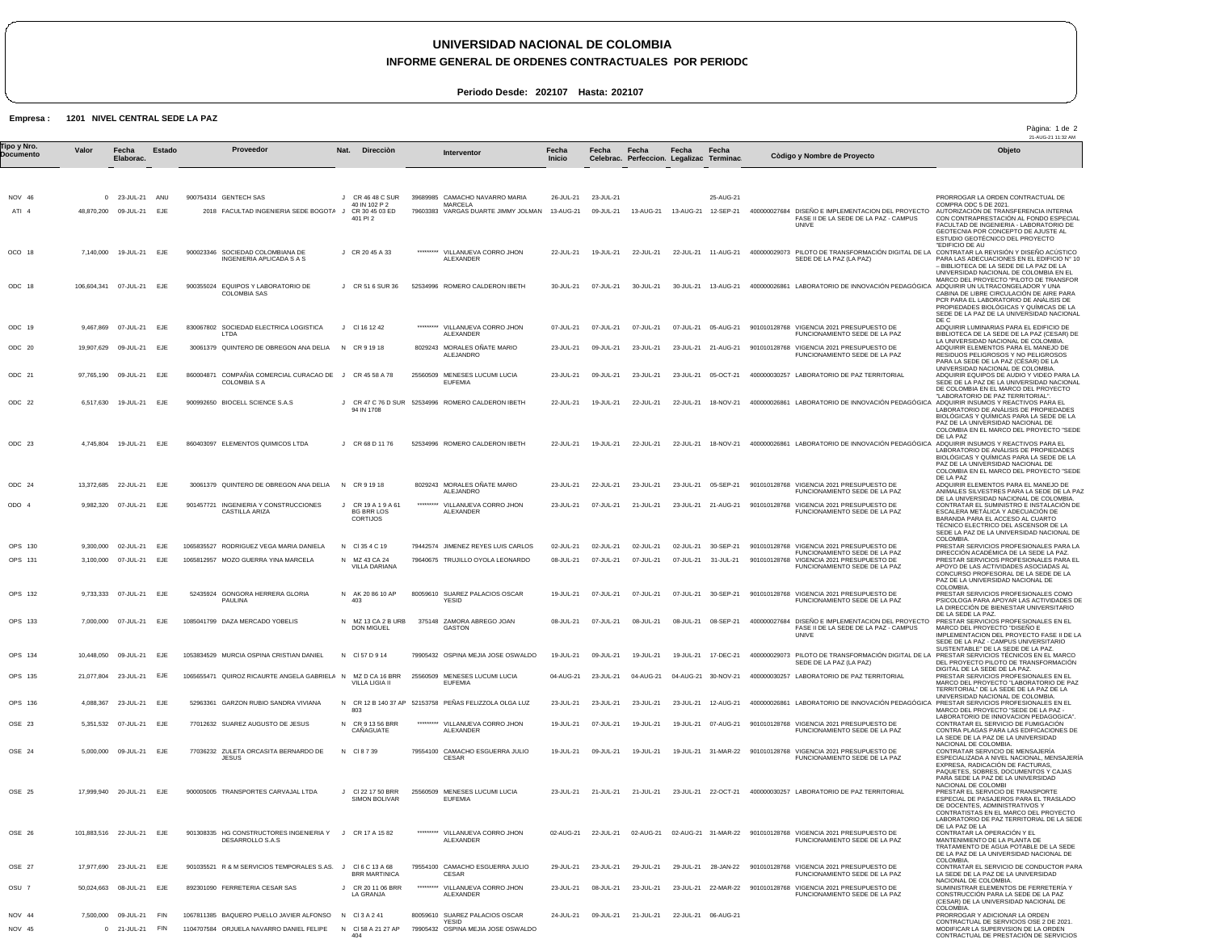# UNIVERSIDAD NACIONAL DE COLOMBIA

## INFORME GENERAL DE ORDENES CONTRACTUALES POR PERIODO

**Periodo Desde: 202107 Hasta: 202107**

**Empresa : 1201 NIVEL CENTRAL SEDE LA PAZ**

21-AUG-21 11:32 AM

| Tipo y Nro. Documento | Valor | Fecha Elaborac. | Estado | Proveedor | Nat. | Dirección | Interventor | Fecha Inicio | Fecha Celebrac. | Fecha Perfeccion. | Fecha Legalizac | Fecha Terminac. | Código y Nombre de Proyecto | Objeto |
|---|---|---|---|---|---|---|---|---|---|---|---|---|---|---|
| NOV 46 | 0 | 23-JUL-21 | ANU | 900754314 GENTECH SAS | J | CR 46 48 C SUR 40 IN 102 P 2 | 39689985 CAMACHO NAVARRO MARIA MARCELA | 26-JUL-21 | 23-JUL-21 | | | 25-AUG-21 | | PRORROGAR LA ORDEN CONTRACTUAL DE COMPRA ODC 5 DE 2021. |
| ATI 4 | 48,870,200 | 09-JUL-21 | EJE | 2018 FACULTAD INGENIERIA SEDE BOGOTA | J | CR 30 45 03 ED 401 PI 2 | 79603383 VARGAS DUARTE JIMMY JOLMAN | 13-AUG-21 | 09-JUL-21 | 13-AUG-21 | 13-AUG-21 | 12-SEP-21 | 400000027684 DISEÑO E IMPLEMENTACION DEL PROYECTO FASE II DE LA SEDE DE LA PAZ - CAMPUS UNIVE | AUTORIZACIÓN DE TRANSFERENCIA INTERNA CON CONTRAPRESTACIÓN AL FONDO ESPECIAL FACULTAD DE INGENIERIA - LABORATORIO DE GEOTECNIA POR CONCEPTO DE AJUSTE AL ESTUDIO GEOTÉCNICO DEL PROYECTO "EDIFICIO DE AU |
| OCO 18 | 7,140,000 | 19-JUL-21 | EJE | 900023346 SOCIEDAD COLOMBIANA DE INGENIERIA APLICADA S A S | J | CR 20 45 A 33 | ********* VILLANUEVA CORRO JHON ALEXANDER | 22-JUL-21 | 19-JUL-21 | 22-JUL-21 | 22-JUL-21 | 11-AUG-21 | 400000029073 PILOTO DE TRANSFORMACIÓN DIGITAL DE LA SEDE DE LA PAZ (LA PAZ) | CONTRATAR LA REVISIÓN Y DISEÑO ACÚSTICO PARA LAS ADECUACIONES EN EL EDIFICIO N° 10 – BIBLIOTECA DE LA SEDE DE LA PAZ DE LA UNIVERSIDAD NACIONAL DE COLOMBIA EN EL MARCO DEL PROYECTO "PILOTO DE TRANSFOR |
| ODC 18 | 106,604,341 | 07-JUL-21 | EJE | 900355024 EQUIPOS Y LABORATORIO DE COLOMBIA SAS | J | CR 51 6 SUR 36 | 52534996 ROMERO CALDERON IBETH | 30-JUL-21 | 07-JUL-21 | 30-JUL-21 | 30-JUL-21 | 13-AUG-21 | 400000026861 LABORATORIO DE INNOVACIÓN PEDAGÓGICA | ADQUIRIR UN ULTRACONGELADOR Y UNA CABINA DE LIBRE CIRCULACIÓN DE AIRE PARA PCR PARA EL LABORATORIO DE ANÁLISIS DE PROPIEDADES BIOLÓGICAS Y QUÍMICAS DE LA SEDE DE LA PAZ DE LA UNIVERSIDAD NACIONAL DE C |
| ODC 19 | 9,467,869 | 07-JUL-21 | EJE | 830067802 SOCIEDAD ELECTRICA LOGISTICA LTDA | J | Cl 16 12 42 | ********* VILLANUEVA CORRO JHON ALEXANDER | 07-JUL-21 | 07-JUL-21 | 07-JUL-21 | 07-JUL-21 | 05-AUG-21 | 901010128768 VIGENCIA 2021 PRESUPUESTO DE FUNCIONAMIENTO SEDE DE LA PAZ | ADQUIRIR LUMINARIAS PARA EL EDIFICIO DE BIBLIOTECA DE LA SEDE DE LA PAZ (CESAR) DE LA UNIVERSIDAD NACIONAL DE COLOMBIA. |
| ODC 20 | 19,907,629 | 09-JUL-21 | EJE | 30061379 QUINTERO DE OBREGON ANA DELIA | N | CR 9 19 18 | 8029243 MORALES OÑATE MARIO ALEJANDRO | 23-JUL-21 | 09-JUL-21 | 23-JUL-21 | 23-JUL-21 | 21-AUG-21 | 901010128768 VIGENCIA 2021 PRESUPUESTO DE FUNCIONAMIENTO SEDE DE LA PAZ | ADQUIRIR ELEMENTOS PARA EL MANEJO DE RESIDUOS PELIGROSOS Y NO PELIGROSOS PARA LA SEDE DE LA PAZ (CESAR) DE LA UNIVERSIDAD NACIONAL DE COLOMBIA. |
| ODC 21 | 97,765,190 | 09-JUL-21 | EJE | 860004871 COMPAÑIA COMERCIAL CURACAO DE COLOMBIA S A | J | CR 45 58 A 78 | 25560509 MENESES LUCUMI LUCIA EUFEMIA | 23-JUL-21 | 09-JUL-21 | 23-JUL-21 | 23-JUL-21 | 05-OCT-21 | 400000030257 LABORATORIO DE PAZ TERRITORIAL | ADQUIRIR EQUIPOS DE AUDIO Y VIDEO PARA LA SEDE DE LA PAZ DE LA UNIVERSIDAD NACIONAL DE COLOMBIA EN EL MARCO DEL PROYECTO "LABORATORIO DE PAZ TERRITORIAL". |
| ODC 22 | 6,517,630 | 19-JUL-21 | EJE | 900992650 BIOCELL SCIENCE S.A.S | J | CR 47 C 76 D SUR 94 IN 1708 | 52534996 ROMERO CALDERON IBETH | 22-JUL-21 | 19-JUL-21 | 22-JUL-21 | 22-JUL-21 | 18-NOV-21 | 400000026861 LABORATORIO DE INNOVACIÓN PEDAGÓGICA | ADQUIRIR INSUMOS Y REACTIVOS PARA EL LABORATORIO DE ANÁLISIS DE PROPIEDADES BIOLÓGICAS Y QUÍMICAS PARA LA SEDE DE LA PAZ DE LA UNIVERSIDAD NACIONAL DE COLOMBIA EN EL MARCO DEL PROYECTO "SEDE DE LA PAZ |
| ODC 23 | 4,745,804 | 19-JUL-21 | EJE | 860403097 ELEMENTOS QUIMICOS LTDA | J | CR 68 D 11 76 | 52534996 ROMERO CALDERON IBETH | 22-JUL-21 | 19-JUL-21 | 22-JUL-21 | 22-JUL-21 | 18-NOV-21 | 400000026861 LABORATORIO DE INNOVACIÓN PEDAGÓGICA | ADQUIRIR INSUMOS Y REACTIVOS PARA EL LABORATORIO DE ANÁLISIS DE PROPIEDADES BIOLÓGICAS Y QUÍMICAS PARA LA SEDE DE LA PAZ DE LA UNIVERSIDAD NACIONAL DE COLOMBIA EN EL MARCO DEL PROYECTO "SEDE DE LA PAZ |
| ODC 24 | 13,372,685 | 22-JUL-21 | EJE | 30061379 QUINTERO DE OBREGON ANA DELIA | N | CR 9 19 18 | 8029243 MORALES OÑATE MARIO ALEJANDRO | 23-JUL-21 | 22-JUL-21 | 23-JUL-21 | 23-JUL-21 | 05-SEP-21 | 901010128768 VIGENCIA 2021 PRESUPUESTO DE FUNCIONAMIENTO SEDE DE LA PAZ | ADQUIRIR ELEMENTOS PARA EL MANEJO DE ANIMALES SILVESTRES PARA LA SEDE DE LA PAZ DE LA UNIVERSIDAD NACIONAL DE COLOMBIA. |
| ODO 4 | 9,982,320 | 07-JUL-21 | EJE | 901457721 INGENIERIA Y CONSTRUCCIONES CASTILLA ARIZA | J | CR 19 A 1 9 A 61 BG BRR LOS CORTIJOS | ********* VILLANUEVA CORRO JHON ALEXANDER | 23-JUL-21 | 07-JUL-21 | 21-JUL-21 | 23-JUL-21 | 21-AUG-21 | 901010128768 VIGENCIA 2021 PRESUPUESTO DE FUNCIONAMIENTO SEDE DE LA PAZ | CONTRATAR EL SUMINISTRO E INSTALACIÓN DE ESCALERA METÁLICA Y ADECUACIÓN DE BARANDA PARA EL ACCESO AL CUARTO TÉCNICO ELECTRICO DEL ASCENSOR DE LA SEDE LA PAZ DE LA UNIVERSIDAD NACIONAL DE COLOMBIA. |
| OPS 130 | 9,300,000 | 02-JUL-21 | EJE | 1065835527 RODRIGUEZ VEGA MARIA DANIELA | N | Cl 35 4 C 19 | 79442574 JIMENEZ REYES LUIS CARLOS | 02-JUL-21 | 02-JUL-21 | 02-JUL-21 | 02-JUL-21 | 30-SEP-21 | 901010128768 VIGENCIA 2021 PRESUPUESTO DE FUNCIONAMIENTO SEDE DE LA PAZ | PRESTAR SERVICIOS PROFESIONALES PARA LA DIRECCIÓN ACADÉMICA DE LA SEDE LA PAZ. |
| OPS 131 | 3,100,000 | 07-JUL-21 | EJE | 1065812957 MOZO GUERRA YINA MARCELA | N | MZ 43 CA 24 VILLA DARIANA | 79640675 TRUJILLO OYOLA LEONARDO | 08-JUL-21 | 07-JUL-21 | 07-JUL-21 | 07-JUL-21 | 31-JUL-21 | 901010128768 VIGENCIA 2021 PRESUPUESTO DE FUNCIONAMIENTO SEDE DE LA PAZ | PRESTAR SERVICIOS PROFESIONALES PARA EL APOYO DE LAS ACTIVIDADES ASOCIADAS AL CONCURSO PROFESORAL DE LA SEDE DE LA PAZ DE LA UNIVERSIDAD NACIONAL DE COLOMBIA. |
| OPS 132 | 9,733,333 | 07-JUL-21 | EJE | 52435924 GONGORA HERRERA GLORIA PAULINA | N | AK 20 86 10 AP 403 | 80059610 SUAREZ PALACIOS OSCAR YESID | 19-JUL-21 | 07-JUL-21 | 07-JUL-21 | 07-JUL-21 | 30-SEP-21 | 901010128768 VIGENCIA 2021 PRESUPUESTO DE FUNCIONAMIENTO SEDE DE LA PAZ | PRESTAR SERVICIOS PROFESIONALES COMO PSICOLOGA PARA APOYAR LAS ACTIVIDADES DE LA DIRECCIÓN DE BIENESTAR UNIVERSITARIO DE LA SEDE LA PAZ. |
| OPS 133 | 7,000,000 | 07-JUL-21 | EJE | 1085041799 DAZA MERCADO YOBELIS | N | MZ 13 CA 2 B URB DON MIGUEL | 375148 ZAMORA ABREGO JOAN GASTON | 08-JUL-21 | 07-JUL-21 | 08-JUL-21 | 08-JUL-21 | 08-SEP-21 | 400000027684 DISEÑO E IMPLEMENTACION DEL PROYECTO FASE II DE LA SEDE DE LA PAZ - CAMPUS UNIVE | PRESTAR SERVICIOS PROFESIONALES EN EL MARCO DEL PROYECTO "DISEÑO E IMPLEMENTACION DEL PROYECTO FASE II DE LA SEDE DE LA PAZ - CAMPUS UNIVERSITARIO SUSTENTABLE" DE LA SEDE DE LA PAZ. |
| OPS 134 | 10,448,050 | 09-JUL-21 | EJE | 1053834529 MURCIA OSPINA CRISTIAN DANIEL | N | Cl 57 D 9 14 | 79905432 OSPINA MEJIA JOSE OSWALDO | 19-JUL-21 | 09-JUL-21 | 19-JUL-21 | 19-JUL-21 | 17-DEC-21 | 400000029073 PILOTO DE TRANSFORMACIÓN DIGITAL DE LA SEDE DE LA PAZ (LA PAZ) | PRESTAR SERVICIOS TÉCNICOS EN EL MARCO DEL PROYECTO PILOTO DE TRANSFORMACIÓN DIGITAL DE LA SEDE DE LA PAZ. |
| OPS 135 | 21,077,804 | 23-JUL-21 | EJE | 1065655471 QUIROZ RICAURTE ANGELA GABRIELA | N | MZ D CA 16 BRR VILLA LIGIA II | 25560509 MENESES LUCUMI LUCIA EUFEMIA | 04-AUG-21 | 23-JUL-21 | 04-AUG-21 | 04-AUG-21 | 30-NOV-21 | 400000030257 LABORATORIO DE PAZ TERRITORIAL | PRESTAR SERVICIOS PROFESIONALES EN EL MARCO DEL PROYECTO "LABORATORIO DE PAZ TERRITORIAL" DE LA SEDE DE LA PAZ DE LA UNIVERSIDAD NACIONAL DE COLOMBIA. |
| OPS 136 | 4,088,367 | 23-JUL-21 | EJE | 52963361 GARZON RUBIO SANDRA VIVIANA | N | CR 12 B 140 37 AP 803 | 52153758 PEÑAS FELIZZOLA OLGA LUZ | 23-JUL-21 | 23-JUL-21 | 23-JUL-21 | 23-JUL-21 | 12-AUG-21 | 400000026861 LABORATORIO DE INNOVACIÓN PEDAGÓGICA | PRESTAR SERVICIOS PROFESIONALES EN EL MARCO DEL PROYECTO "SEDE DE LA PAZ - LABORATORIO DE INNOVACION PEDAGOGICA". |
| OSE 23 | 5,351,532 | 07-JUL-21 | EJE | 77012632 SUAREZ AUGUSTO DE JESUS | N | CR 9 13 56 BRR CAÑAGUATE | ********* VILLANUEVA CORRO JHON ALEXANDER | 19-JUL-21 | 07-JUL-21 | 19-JUL-21 | 19-JUL-21 | 07-AUG-21 | 901010128768 VIGENCIA 2021 PRESUPUESTO DE FUNCIONAMIENTO SEDE DE LA PAZ | CONTRATAR EL SERVICIO DE FUMIGACIÓN CONTRA PLAGAS PARA LAS EDIFICACIONES DE LA SEDE DE LA PAZ DE LA UNIVERSIDAD NACIONAL DE COLOMBIA. |
| OSE 24 | 5,000,000 | 09-JUL-21 | EJE | 77036232 ZULETA ORCASITA BERNARDO DE JESUS | N | Cl 8 7 39 | 79554100 CAMACHO ESGUERRA JULIO CESAR | 19-JUL-21 | 09-JUL-21 | 19-JUL-21 | 19-JUL-21 | 31-MAR-22 | 901010128768 VIGENCIA 2021 PRESUPUESTO DE FUNCIONAMIENTO SEDE DE LA PAZ | CONTRATAR SERVICIO DE MENSAJERÍA ESPECIALIZADA A NIVEL NACIONAL, MENSAJERÍA EXPRESA, RADICACION DE FACTURAS, PAQUETES, SOBRES, DOCUMENTOS Y CAJAS PARA SEDE LA PAZ DE LA UNIVERSIDAD NACIONAL DE COLOMBI |
| OSE 25 | 17,999,940 | 20-JUL-21 | EJE | 900005005 TRANSPORTES CARVAJAL LTDA | J | Cl 22 17 50 BRR SIMON BOLIVAR | 25560509 MENESES LUCUMI LUCIA EUFEMIA | 23-JUL-21 | 21-JUL-21 | 21-JUL-21 | 23-JUL-21 | 22-OCT-21 | 400000030257 LABORATORIO DE PAZ TERRITORIAL | PRESTAR EL SERVICIO DE TRANSPORTE ESPECIAL DE PASAJEROS PARA EL TRASLADO DE DOCENTES, ADMINISTRATIVOS Y CONTRATISTAS EN EL MARCO DEL PROYECTO LABORATORIO DE PAZ TERRITORIAL DE LA SEDE DE LA PAZ DE LA |
| OSE 26 | 101,883,516 | 22-JUL-21 | EJE | 901308335 HG CONSTRUCTORES INGENIERIA Y DESARROLLO S.A.S | J | CR 17 A 15 82 | ********* VILLANUEVA CORRO JHON ALEXANDER | 02-AUG-21 | 22-JUL-21 | 02-AUG-21 | 02-AUG-21 | 31-MAR-22 | 901010128768 VIGENCIA 2021 PRESUPUESTO DE FUNCIONAMIENTO SEDE DE LA PAZ | CONTRATAR LA OPERACIÓN Y EL MANTENIMIENTO DE LA PLANTA DE TRATAMIENTO DE AGUA POTABLE DE LA SEDE DE LA PAZ DE LA UNIVERSIDAD NACIONAL DE COLOMBIA. |
| OSE 27 | 17,977,690 | 23-JUL-21 | EJE | 901035521 R & M SERVICIOS TEMPORALES S.AS. | J | Cl 6 C 13 A 68 BRR MARTINICA | 79554100 CAMACHO ESGUERRA JULIO CESAR | 29-JUL-21 | 23-JUL-21 | 29-JUL-21 | 29-JUL-21 | 28-JAN-22 | 901010128768 VIGENCIA 2021 PRESUPUESTO DE FUNCIONAMIENTO SEDE DE LA PAZ | CONTRATAR EL SERVICIO DE CONDUCTOR PARA LA SEDE DE LA PAZ DE LA UNIVERSIDAD NACIONAL DE COLOMBIA. |
| OSU 7 | 50,024,663 | 08-JUL-21 | EJE | 892301090 FERRETERIA CESAR SAS | J | CR 20 11 06 BRR LA GRANJA | ********* VILLANUEVA CORRO JHON ALEXANDER | 23-JUL-21 | 08-JUL-21 | 23-JUL-21 | 23-JUL-21 | 22-MAR-22 | 901010128768 VIGENCIA 2021 PRESUPUESTO DE FUNCIONAMIENTO SEDE DE LA PAZ | SUMINISTRAR ELEMENTOS DE FERRETERÍA Y CONSTRUCCIÓN PARA LA SEDE DE LA PAZ (CESAR) DE LA UNIVERSIDAD NACIONAL DE COLOMBIA. |
| NOV 44 | 7,500,000 | 09-JUL-21 | FIN | 1067811385 BAQUERO PUELLO JAVIER ALFONSO | N | Cl 3 A 2 41 | 80059610 SUAREZ PALACIOS OSCAR YESID | 24-JUL-21 | 09-JUL-21 | 21-JUL-21 | 22-JUL-21 | 06-AUG-21 | | PRORROGAR Y ADICIONAR LA ORDEN CONTRACTUAL DE SERVICIOS OSE 2 DE 2021. |
| NOV 45 | 0 | 21-JUL-21 | FIN | 1104707584 ORJUELA NAVARRO DANIEL FELIPE | N | Cl 58 A 21 27 AP 404 | 79905432 OSPINA MEJIA JOSE OSWALDO | | | | | | | MODIFICAR LA SUPERVISION DE LA ORDEN CONTRACTUAL DE PRESTACIÓN DE SERVICIOS |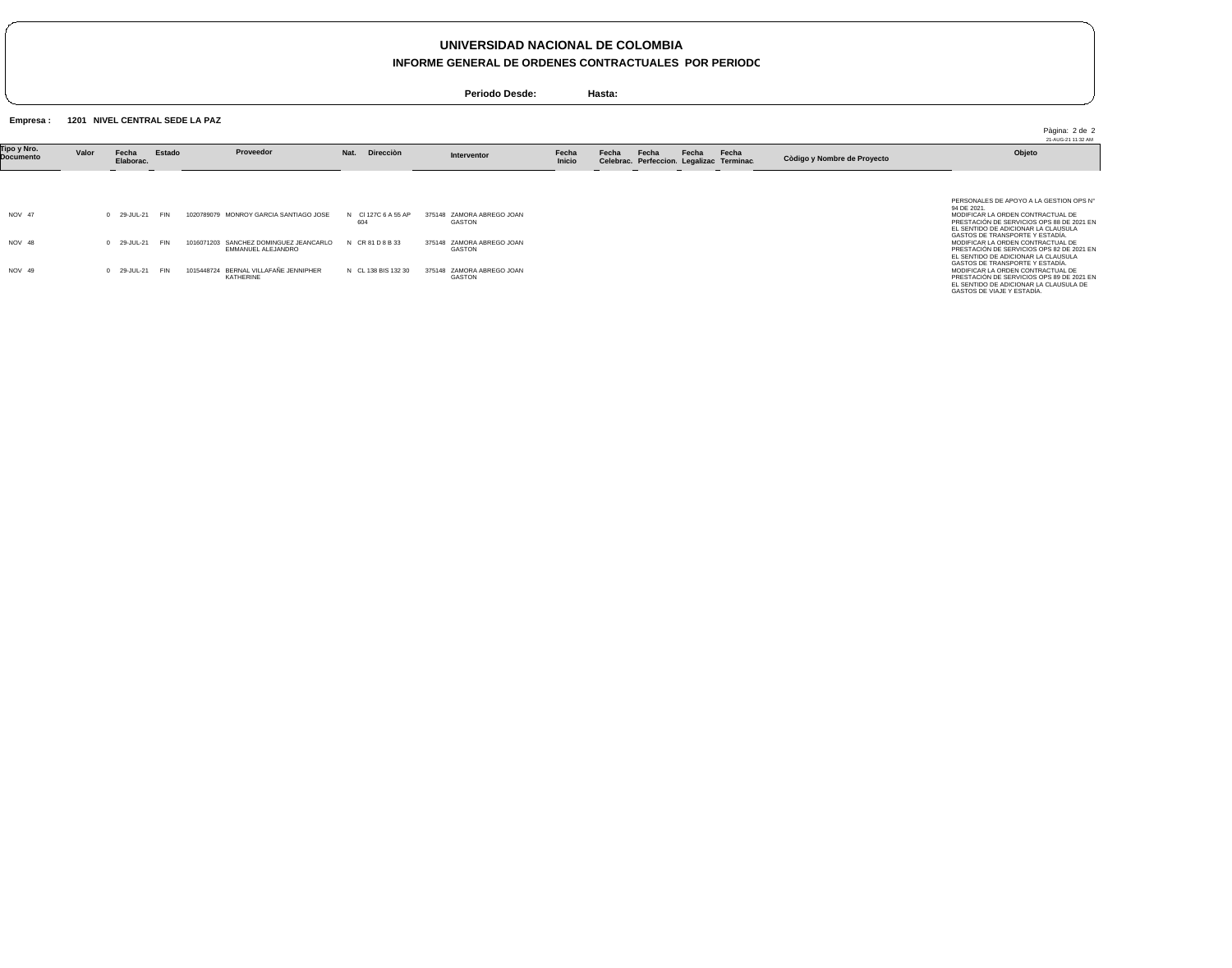# UNIVERSIDAD NACIONAL DE COLOMBIA

## INFORME GENERAL DE ORDENES CONTRACTUALES POR PERIODO

**Periodo Desde:** **Hasta:**

**Empresa :** **1201 NIVEL CENTRAL SEDE LA PAZ**

| Tipo y Nro. Documento | Valor | Fecha Elaborac. | Estado | Proveedor | Nat. | Dirección | Interventor | Fecha Inicio | Fecha Celebrac. | Fecha Perfeccion. | Fecha Legalizac | Fecha Terminac. | Còdigo y Nombre de Proyecto | Objeto |
|---|---|---|---|---|---|---|---|---|---|---|---|---|---|---|
| | | | | | | | | | | | | | | PERSONALES DE APOYO A LA GESTION OPS N° 94 DE 2021. |
| NOV 47 | 0 | 29-JUL-21 | FIN | 1020789079 MONROY GARCIA SANTIAGO JOSE | N | Cl 127C 6 A 55 AP 604 | 375148 ZAMORA ABREGO JOAN GASTON | | | | | | | MODIFICAR LA ORDEN CONTRACTUAL DE PRESTACIÓN DE SERVICIOS OPS 88 DE 2021 EN EL SENTIDO DE ADICIONAR LA CLAUSULA GASTOS DE TRANSPORTE Y ESTADÍA. |
| NOV 48 | 0 | 29-JUL-21 | FIN | 1016071203 SANCHEZ DOMINGUEZ JEANCARLO EMMANUEL ALEJANDRO | N | CR 81 D 8 B 33 | 375148 ZAMORA ABREGO JOAN GASTON | | | | | | | MODIFICAR LA ORDEN CONTRACTUAL DE PRESTACIÓN DE SERVICIOS OPS 82 DE 2021 EN EL SENTIDO DE ADICIONAR LA CLAUSULA GASTOS DE TRANSPORTE Y ESTADÍA. |
| NOV 49 | 0 | 29-JUL-21 | FIN | 1015448724 BERNAL VILLAFAÑE JENNIPHER KATHERINE | N | CL 138 BIS 132 30 | 375148 ZAMORA ABREGO JOAN GASTON | | | | | | | MODIFICAR LA ORDEN CONTRACTUAL DE PRESTACIÓN DE SERVICIOS OPS 89 DE 2021 EN EL SENTIDO DE ADICIONAR LA CLAUSULA DE GASTOS DE VIAJE Y ESTADÍA. |